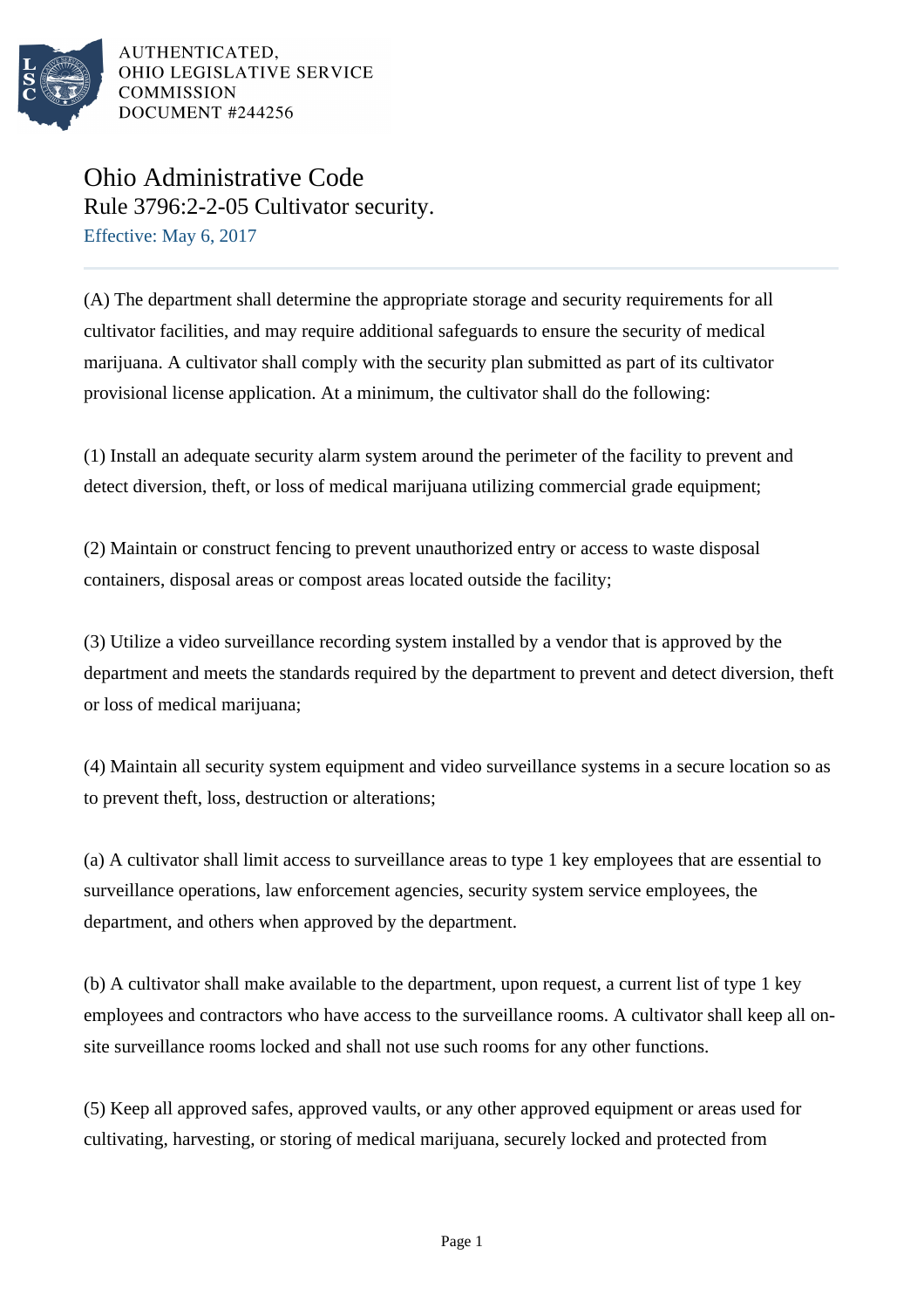AUTHENTICATED,
OHIO LEGISLATIVE SERVICE
COMMISSION
DOCUMENT #244256

# Ohio Administrative Code
## Rule 3796:2-2-05 Cultivator security.
Effective: May 6, 2017

(A) The department shall determine the appropriate storage and security requirements for all cultivator facilities, and may require additional safeguards to ensure the security of medical marijuana. A cultivator shall comply with the security plan submitted as part of its cultivator provisional license application. At a minimum, the cultivator shall do the following:

(1) Install an adequate security alarm system around the perimeter of the facility to prevent and detect diversion, theft, or loss of medical marijuana utilizing commercial grade equipment;

(2) Maintain or construct fencing to prevent unauthorized entry or access to waste disposal containers, disposal areas or compost areas located outside the facility;

(3) Utilize a video surveillance recording system installed by a vendor that is approved by the department and meets the standards required by the department to prevent and detect diversion, theft or loss of medical marijuana;

(4) Maintain all security system equipment and video surveillance systems in a secure location so as to prevent theft, loss, destruction or alterations;

(a) A cultivator shall limit access to surveillance areas to type 1 key employees that are essential to surveillance operations, law enforcement agencies, security system service employees, the department, and others when approved by the department.

(b) A cultivator shall make available to the department, upon request, a current list of type 1 key employees and contractors who have access to the surveillance rooms. A cultivator shall keep all on-site surveillance rooms locked and shall not use such rooms for any other functions.

(5) Keep all approved safes, approved vaults, or any other approved equipment or areas used for cultivating, harvesting, or storing of medical marijuana, securely locked and protected from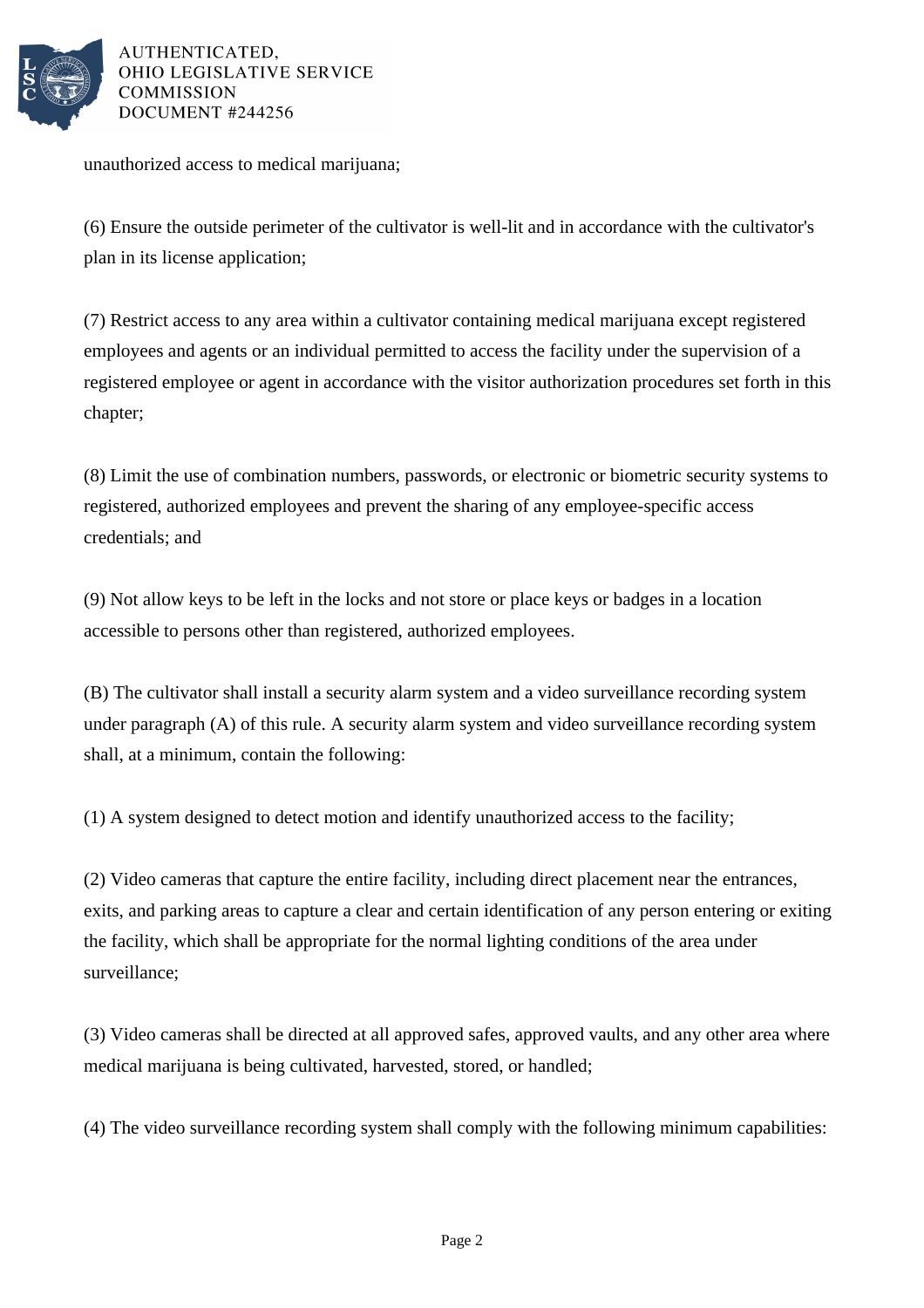unauthorized access to medical marijuana;

(6) Ensure the outside perimeter of the cultivator is well-lit and in accordance with the cultivator's plan in its license application;

(7) Restrict access to any area within a cultivator containing medical marijuana except registered employees and agents or an individual permitted to access the facility under the supervision of a registered employee or agent in accordance with the visitor authorization procedures set forth in this chapter;

(8) Limit the use of combination numbers, passwords, or electronic or biometric security systems to registered, authorized employees and prevent the sharing of any employee-specific access credentials; and

(9) Not allow keys to be left in the locks and not store or place keys or badges in a location accessible to persons other than registered, authorized employees.

(B) The cultivator shall install a security alarm system and a video surveillance recording system under paragraph (A) of this rule. A security alarm system and video surveillance recording system shall, at a minimum, contain the following:

(1) A system designed to detect motion and identify unauthorized access to the facility;

(2) Video cameras that capture the entire facility, including direct placement near the entrances, exits, and parking areas to capture a clear and certain identification of any person entering or exiting the facility, which shall be appropriate for the normal lighting conditions of the area under surveillance;

(3) Video cameras shall be directed at all approved safes, approved vaults, and any other area where medical marijuana is being cultivated, harvested, stored, or handled;

(4) The video surveillance recording system shall comply with the following minimum capabilities: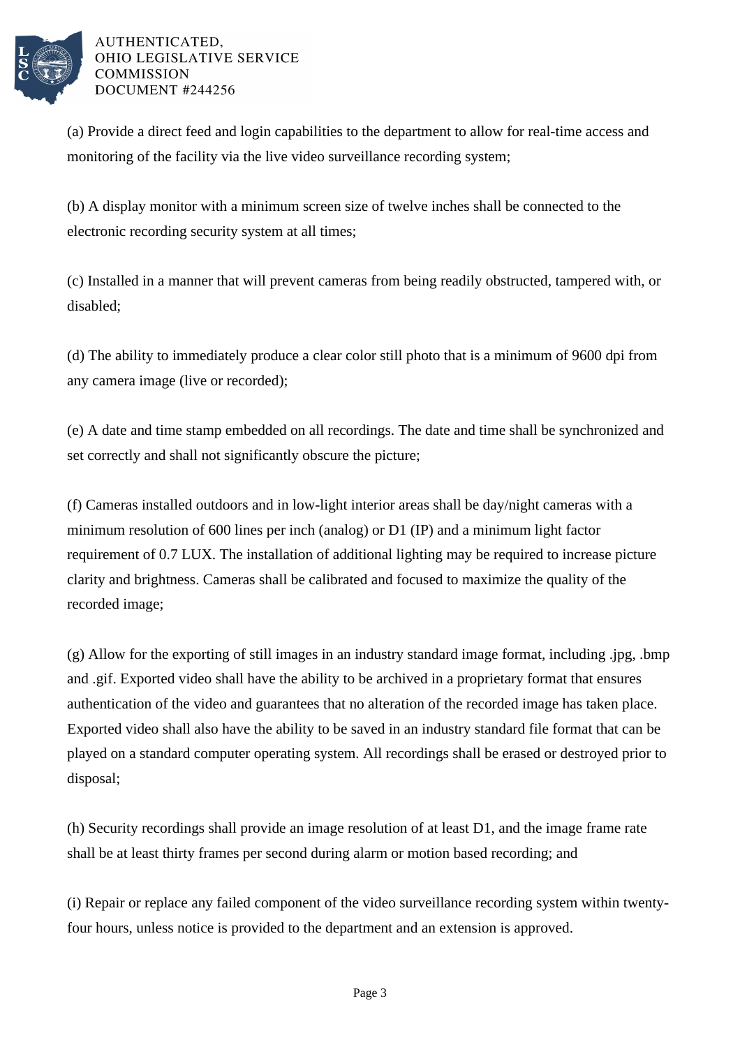(a) Provide a direct feed and login capabilities to the department to allow for real-time access and monitoring of the facility via the live video surveillance recording system;

(b) A display monitor with a minimum screen size of twelve inches shall be connected to the electronic recording security system at all times;

(c) Installed in a manner that will prevent cameras from being readily obstructed, tampered with, or disabled;

(d) The ability to immediately produce a clear color still photo that is a minimum of 9600 dpi from any camera image (live or recorded);

(e) A date and time stamp embedded on all recordings. The date and time shall be synchronized and set correctly and shall not significantly obscure the picture;

(f) Cameras installed outdoors and in low-light interior areas shall be day/night cameras with a minimum resolution of 600 lines per inch (analog) or D1 (IP) and a minimum light factor requirement of 0.7 LUX. The installation of additional lighting may be required to increase picture clarity and brightness. Cameras shall be calibrated and focused to maximize the quality of the recorded image;

(g) Allow for the exporting of still images in an industry standard image format, including .jpg, .bmp and .gif. Exported video shall have the ability to be archived in a proprietary format that ensures authentication of the video and guarantees that no alteration of the recorded image has taken place. Exported video shall also have the ability to be saved in an industry standard file format that can be played on a standard computer operating system. All recordings shall be erased or destroyed prior to disposal;

(h) Security recordings shall provide an image resolution of at least D1, and the image frame rate shall be at least thirty frames per second during alarm or motion based recording; and

(i) Repair or replace any failed component of the video surveillance recording system within twenty-four hours, unless notice is provided to the department and an extension is approved.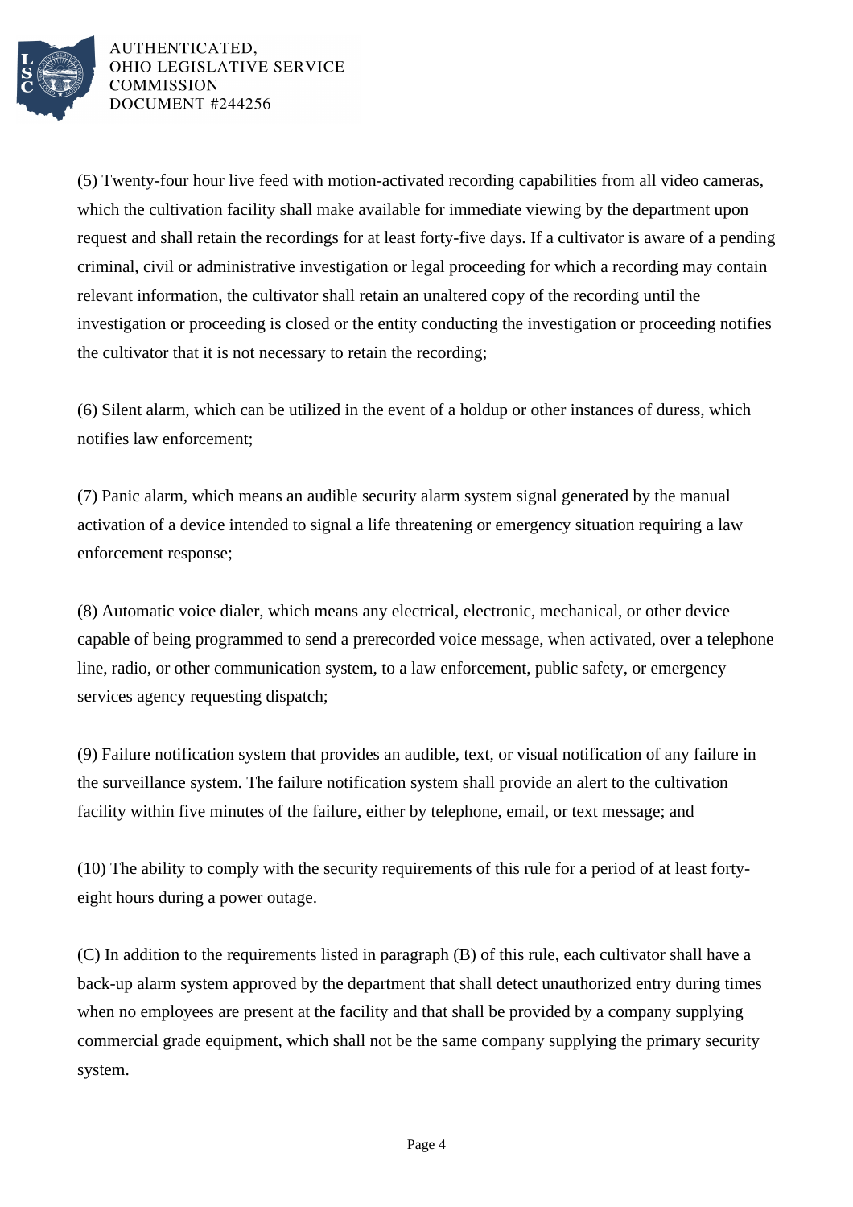(5) Twenty-four hour live feed with motion-activated recording capabilities from all video cameras, which the cultivation facility shall make available for immediate viewing by the department upon request and shall retain the recordings for at least forty-five days. If a cultivator is aware of a pending criminal, civil or administrative investigation or legal proceeding for which a recording may contain relevant information, the cultivator shall retain an unaltered copy of the recording until the investigation or proceeding is closed or the entity conducting the investigation or proceeding notifies the cultivator that it is not necessary to retain the recording;

(6) Silent alarm, which can be utilized in the event of a holdup or other instances of duress, which notifies law enforcement;

(7) Panic alarm, which means an audible security alarm system signal generated by the manual activation of a device intended to signal a life threatening or emergency situation requiring a law enforcement response;

(8) Automatic voice dialer, which means any electrical, electronic, mechanical, or other device capable of being programmed to send a prerecorded voice message, when activated, over a telephone line, radio, or other communication system, to a law enforcement, public safety, or emergency services agency requesting dispatch;

(9) Failure notification system that provides an audible, text, or visual notification of any failure in the surveillance system. The failure notification system shall provide an alert to the cultivation facility within five minutes of the failure, either by telephone, email, or text message; and

(10) The ability to comply with the security requirements of this rule for a period of at least forty-eight hours during a power outage.

(C) In addition to the requirements listed in paragraph (B) of this rule, each cultivator shall have a back-up alarm system approved by the department that shall detect unauthorized entry during times when no employees are present at the facility and that shall be provided by a company supplying commercial grade equipment, which shall not be the same company supplying the primary security system.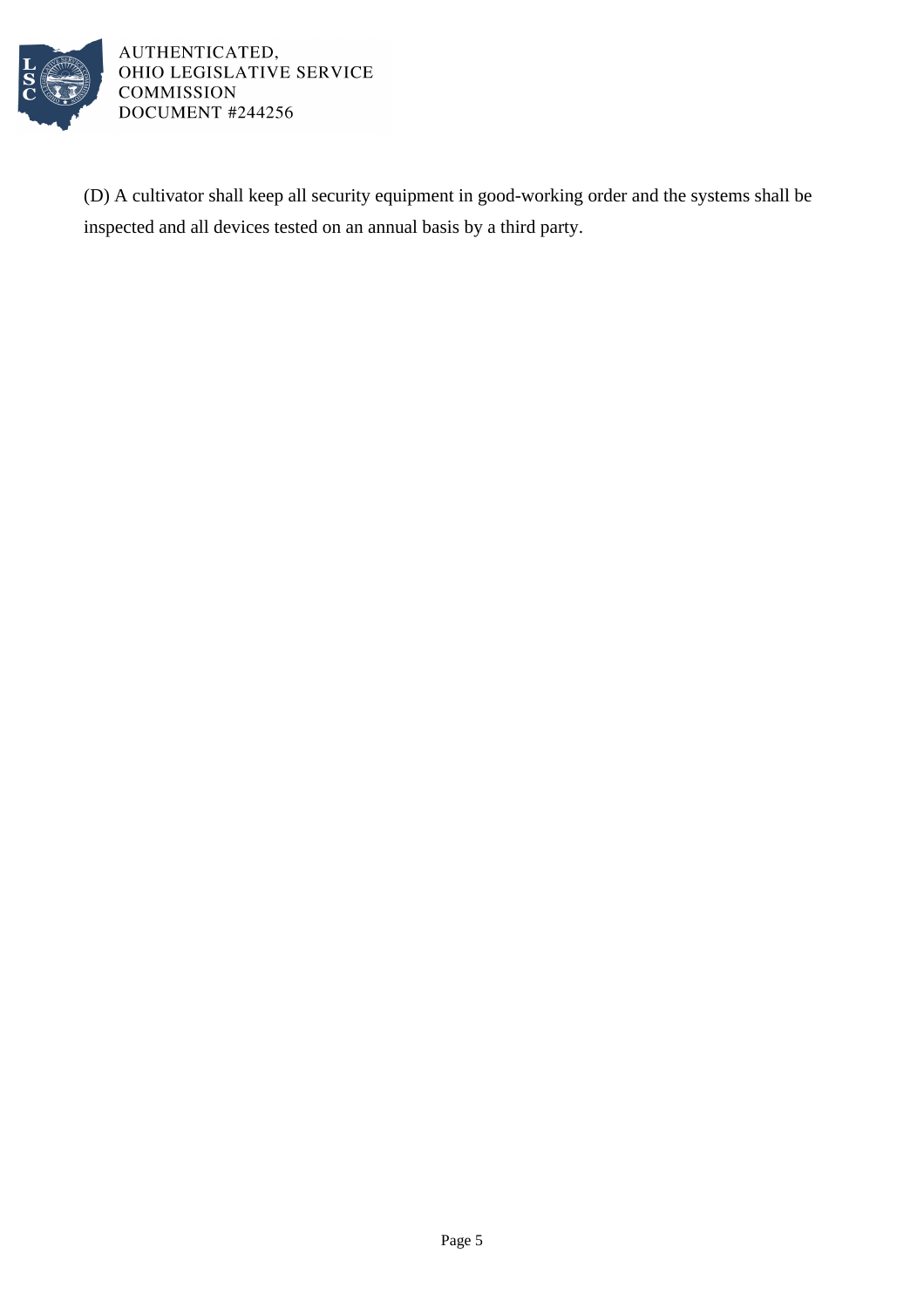(D) A cultivator shall keep all security equipment in good-working order and the systems shall be inspected and all devices tested on an annual basis by a third party.